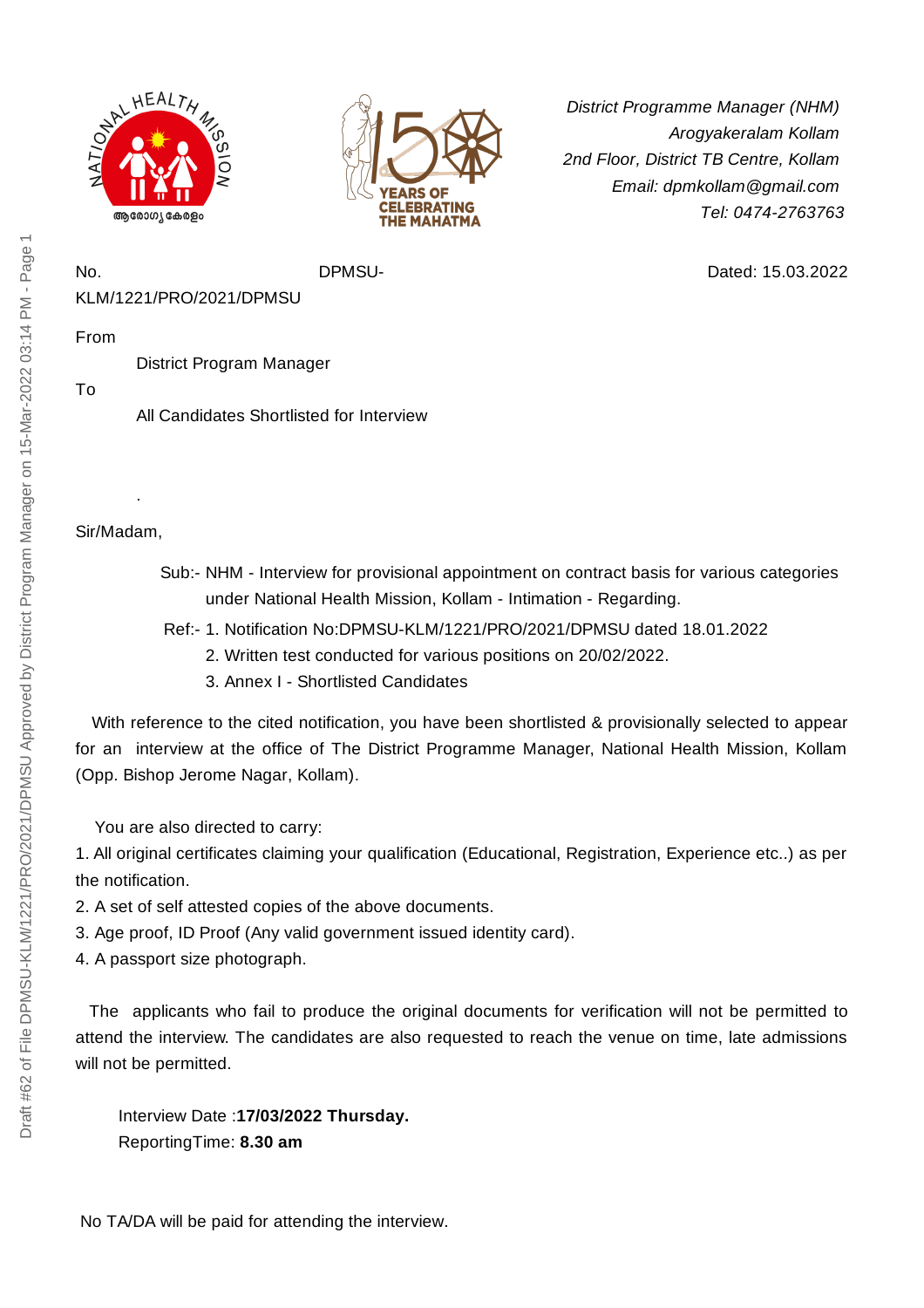*District Programme Manager (NHM)*
*Arogyakeralam Kollam*
*2nd Floor, District TB Centre, Kollam*
*Email: dpmkollam@gmail.com*
*Tel: 0474-2763763*

No. DPMSU-KLM/1221/PRO/2021/DPMSU Dated: 15.03.2022

From

District Program Manager

To

All Candidates Shortlisted for Interview

.

Sir/Madam,

Sub:- NHM - Interview for provisional appointment on contract basis for various categories under National Health Mission, Kollam - Intimation - Regarding.

Ref:- 1. Notification No:DPMSU-KLM/1221/PRO/2021/DPMSU dated 18.01.2022
2. Written test conducted for various positions on 20/02/2022.
3. Annex I - Shortlisted Candidates

With reference to the cited notification, you have been shortlisted & provisionally selected to appear for an interview at the office of The District Programme Manager, National Health Mission, Kollam (Opp. Bishop Jerome Nagar, Kollam).

You are also directed to carry:

1. All original certificates claiming your qualification (Educational, Registration, Experience etc..) as per the notification.
2. A set of self attested copies of the above documents.
3. Age proof, ID Proof (Any valid government issued identity card).
4. A passport size photograph.

The applicants who fail to produce the original documents for verification will not be permitted to attend the interview. The candidates are also requested to reach the venue on time, late admissions will not be permitted.

Interview Date :**17/03/2022 Thursday.**
ReportingTime: **8.30 am**

No TA/DA will be paid for attending the interview.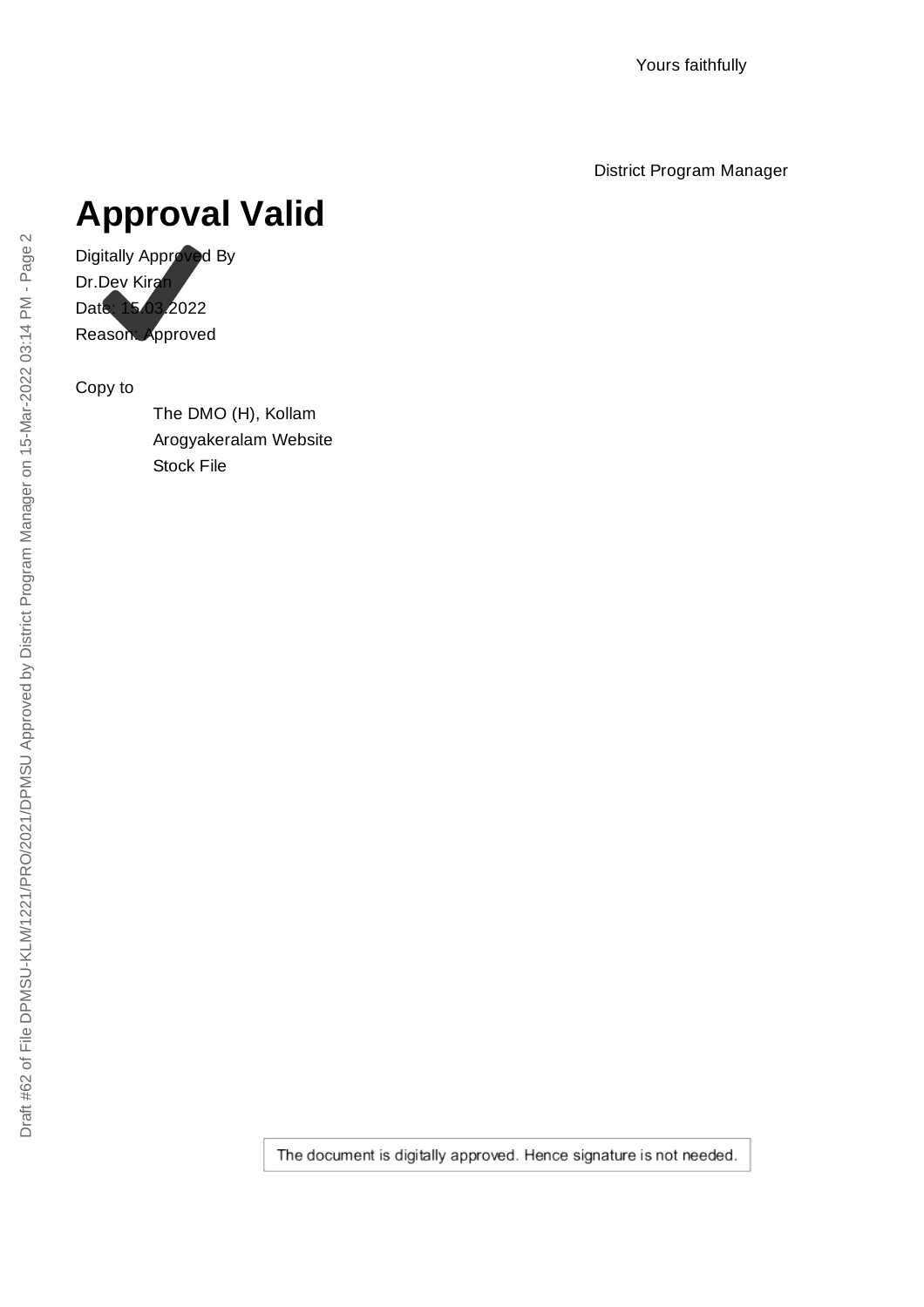Yours faithfully

District Program Manager

# Approval Valid

Digitally Approved By
Dr.Dev Kiran
Date: 15.03.2022
Reason: Approved

Copy to

The DMO (H), Kollam
Arogyakeralam Website
Stock File

The document is digitally approved. Hence signature is not needed.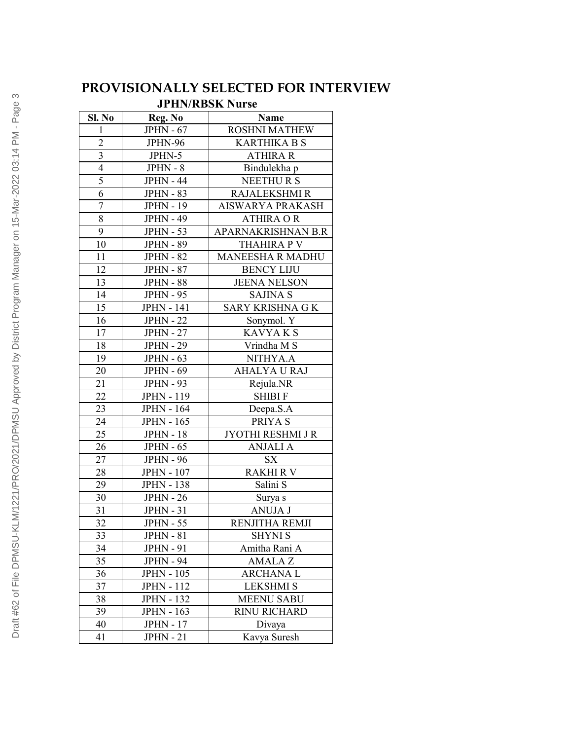# PROVISIONALLY SELECTED FOR INTERVIEW

## JPHN/RBSK Nurse

| Sl. No | Reg. No | Name |
|---|---|---|
| 1 | JPHN - 67 | ROSHNI MATHEW |
| 2 | JPHN-96 | KARTHIKA B S |
| 3 | JPHN-5 | ATHIRA R |
| 4 | JPHN - 8 | Bindulekha p |
| 5 | JPHN - 44 | NEETHU R S |
| 6 | JPHN - 83 | RAJALEKSHMI R |
| 7 | JPHN - 19 | AISWARYA PRAKASH |
| 8 | JPHN - 49 | ATHIRA O R |
| 9 | JPHN - 53 | APARNAKRISHNAN B.R |
| 10 | JPHN - 89 | THAHIRA P V |
| 11 | JPHN - 82 | MANEESHA R MADHU |
| 12 | JPHN - 87 | BENCY LIJU |
| 13 | JPHN - 88 | JEENA NELSON |
| 14 | JPHN - 95 | SAJINA S |
| 15 | JPHN - 141 | SARY KRISHNA G K |
| 16 | JPHN - 22 | Sonymol. Y |
| 17 | JPHN - 27 | KAVYA K S |
| 18 | JPHN - 29 | Vrindha M S |
| 19 | JPHN - 63 | NITHYA.A |
| 20 | JPHN - 69 | AHALYA U RAJ |
| 21 | JPHN - 93 | Rejula.NR |
| 22 | JPHN - 119 | SHIBI F |
| 23 | JPHN - 164 | Deepa.S.A |
| 24 | JPHN - 165 | PRIYA S |
| 25 | JPHN - 18 | JYOTHI RESHMI J R |
| 26 | JPHN - 65 | ANJALI A |
| 27 | JPHN - 96 | SX |
| 28 | JPHN - 107 | RAKHI R V |
| 29 | JPHN - 138 | Salini S |
| 30 | JPHN - 26 | Surya s |
| 31 | JPHN - 31 | ANUJA J |
| 32 | JPHN - 55 | RENJITHA REMJI |
| 33 | JPHN - 81 | SHYNI S |
| 34 | JPHN - 91 | Amitha Rani A |
| 35 | JPHN - 94 | AMALA Z |
| 36 | JPHN - 105 | ARCHANA L |
| 37 | JPHN - 112 | LEKSHMI S |
| 38 | JPHN - 132 | MEENU SABU |
| 39 | JPHN - 163 | RINU RICHARD |
| 40 | JPHN - 17 | Divaya |
| 41 | JPHN - 21 | Kavya Suresh |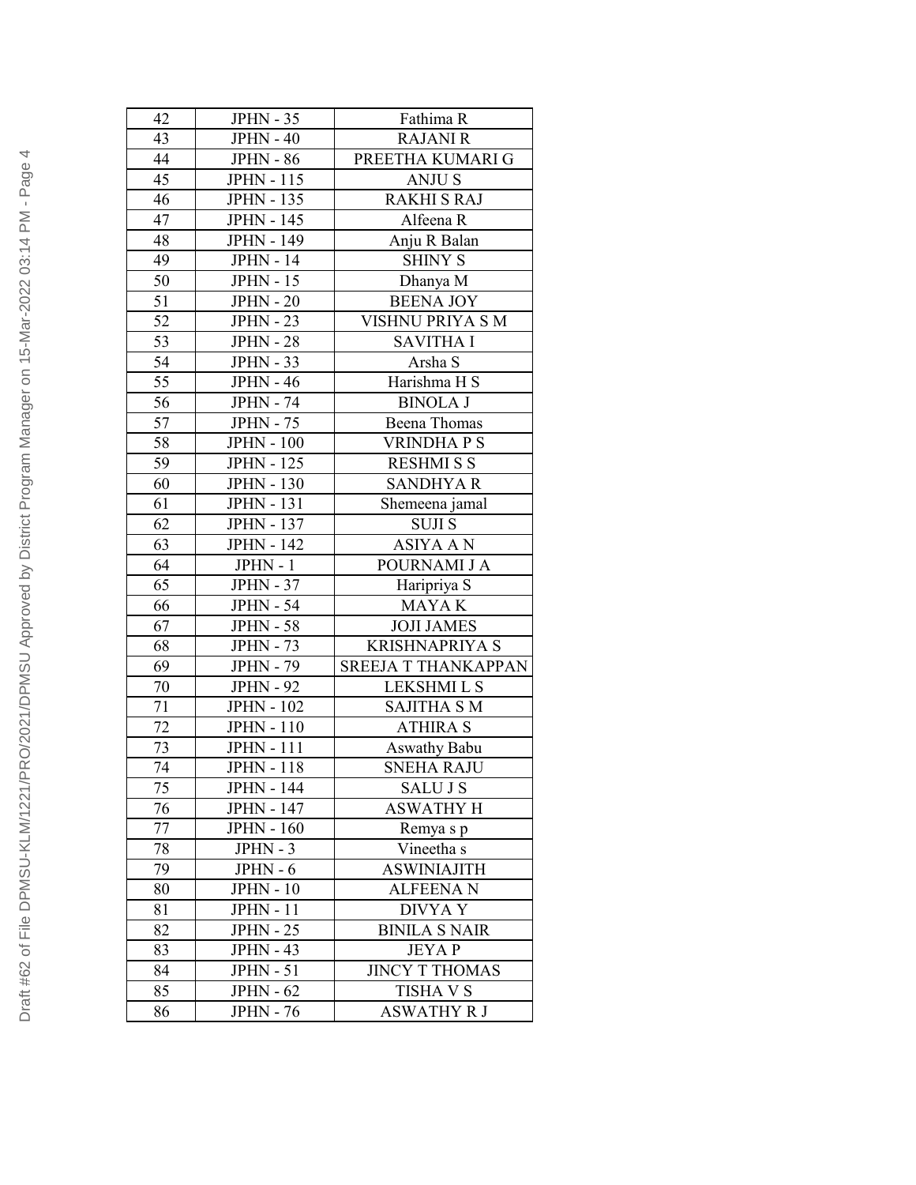| 42 | JPHN - 35 | Fathima R |
|---|---|---|
| 43 | JPHN - 40 | RAJANI R |
| 44 | JPHN - 86 | PREETHA KUMARI G |
| 45 | JPHN - 115 | ANJU S |
| 46 | JPHN - 135 | RAKHI S RAJ |
| 47 | JPHN - 145 | Alfeena R |
| 48 | JPHN - 149 | Anju R Balan |
| 49 | JPHN - 14 | SHINY S |
| 50 | JPHN - 15 | Dhanya M |
| 51 | JPHN - 20 | BEENA JOY |
| 52 | JPHN - 23 | VISHNU PRIYA S M |
| 53 | JPHN - 28 | SAVITHA I |
| 54 | JPHN - 33 | Arsha S |
| 55 | JPHN - 46 | Harishma H S |
| 56 | JPHN - 74 | BINOLA J |
| 57 | JPHN - 75 | Beena Thomas |
| 58 | JPHN - 100 | VRINDHA P S |
| 59 | JPHN - 125 | RESHMI S S |
| 60 | JPHN - 130 | SANDHYA R |
| 61 | JPHN - 131 | Shemeena jamal |
| 62 | JPHN - 137 | SUJI S |
| 63 | JPHN - 142 | ASIYA A N |
| 64 | JPHN - 1 | POURNAMI J A |
| 65 | JPHN - 37 | Haripriya S |
| 66 | JPHN - 54 | MAYA K |
| 67 | JPHN - 58 | JOJI JAMES |
| 68 | JPHN - 73 | KRISHNAPRIYA S |
| 69 | JPHN - 79 | SREEJA T THANKAPPAN |
| 70 | JPHN - 92 | LEKSHMI L S |
| 71 | JPHN - 102 | SAJITHA S M |
| 72 | JPHN - 110 | ATHIRA S |
| 73 | JPHN - 111 | Aswathy Babu |
| 74 | JPHN - 118 | SNEHA RAJU |
| 75 | JPHN - 144 | SALU J S |
| 76 | JPHN - 147 | ASWATHY H |
| 77 | JPHN - 160 | Remya s p |
| 78 | JPHN - 3 | Vineetha s |
| 79 | JPHN - 6 | ASWINIAJITH |
| 80 | JPHN - 10 | ALFEENA N |
| 81 | JPHN - 11 | DIVYA Y |
| 82 | JPHN - 25 | BINILA S NAIR |
| 83 | JPHN - 43 | JEYA P |
| 84 | JPHN - 51 | JINCY T THOMAS |
| 85 | JPHN - 62 | TISHA V S |
| 86 | JPHN - 76 | ASWATHY R J |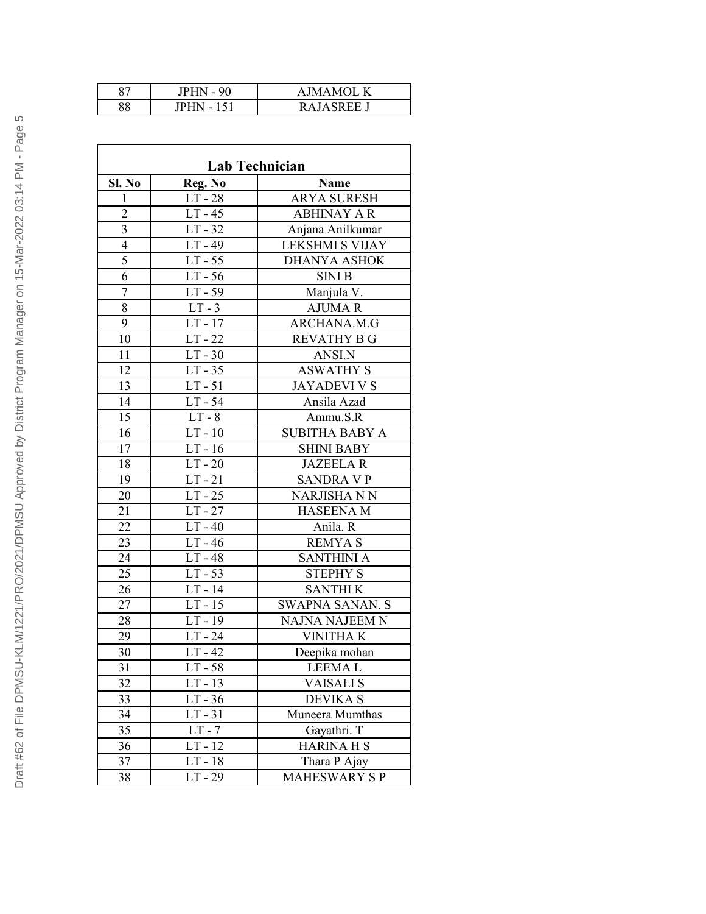| 87 | JPHN - 90 | AJMAMOL K |
|---|---|---|
| 88 | JPHN - 151 | RAJASREE J |

**Lab Technician**

| Sl. No | Reg. No | Name |
|---|---|---|
| 1 | LT - 28 | ARYA SURESH |
| 2 | LT - 45 | ABHINAY A R |
| 3 | LT - 32 | Anjana Anilkumar |
| 4 | LT - 49 | LEKSHMI S VIJAY |
| 5 | LT - 55 | DHANYA ASHOK |
| 6 | LT - 56 | SINI B |
| 7 | LT - 59 | Manjula V. |
| 8 | LT - 3 | AJUMA R |
| 9 | LT - 17 | ARCHANA.M.G |
| 10 | LT - 22 | REVATHY B G |
| 11 | LT - 30 | ANSI.N |
| 12 | LT - 35 | ASWATHY S |
| 13 | LT - 51 | JAYADEVI V S |
| 14 | LT - 54 | Ansila Azad |
| 15 | LT - 8 | Ammu.S.R |
| 16 | LT - 10 | SUBITHA BABY A |
| 17 | LT - 16 | SHINI BABY |
| 18 | LT - 20 | JAZEELA R |
| 19 | LT - 21 | SANDRA V P |
| 20 | LT - 25 | NARJISHA N N |
| 21 | LT - 27 | HASEENA M |
| 22 | LT - 40 | Anila. R |
| 23 | LT - 46 | REMYA S |
| 24 | LT - 48 | SANTHINI A |
| 25 | LT - 53 | STEPHY S |
| 26 | LT - 14 | SANTHI K |
| 27 | LT - 15 | SWAPNA SANAN. S |
| 28 | LT - 19 | NAJNA NAJEEM N |
| 29 | LT - 24 | VINITHA K |
| 30 | LT - 42 | Deepika mohan |
| 31 | LT - 58 | LEEMA L |
| 32 | LT - 13 | VAISALI S |
| 33 | LT - 36 | DEVIKA S |
| 34 | LT - 31 | Muneera Mumthas |
| 35 | LT - 7 | Gayathri. T |
| 36 | LT - 12 | HARINA H S |
| 37 | LT - 18 | Thara P Ajay |
| 38 | LT - 29 | MAHESWARY S P |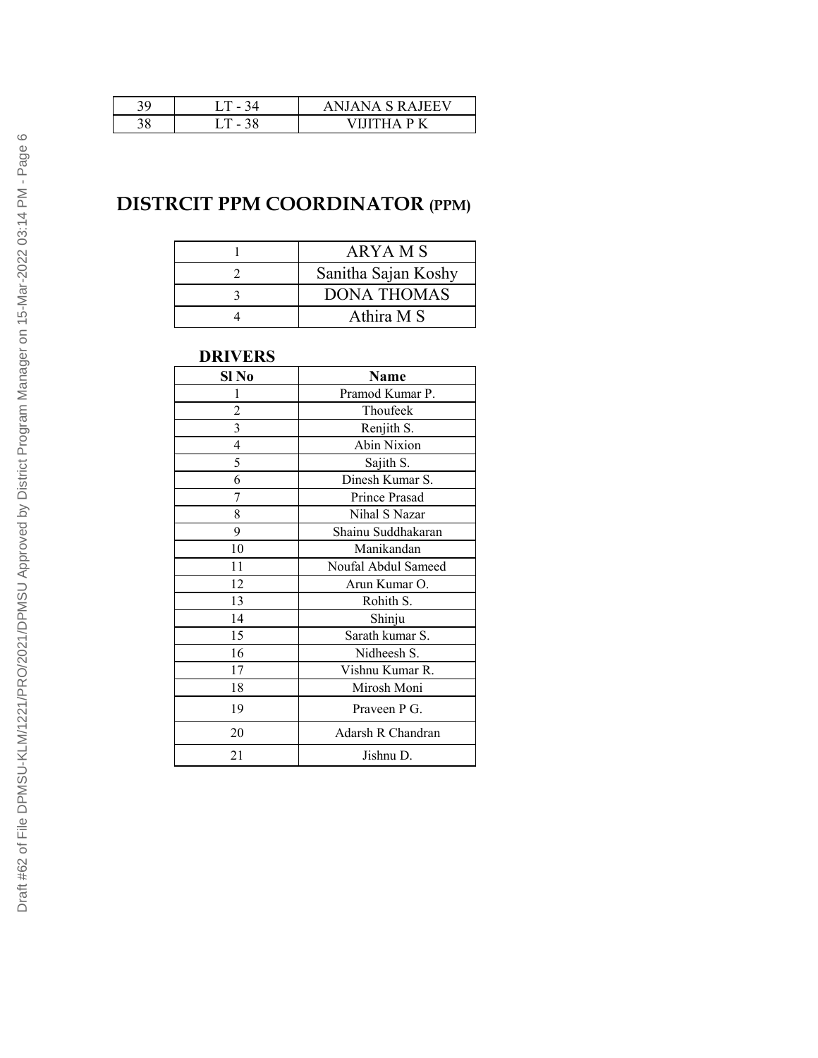| | | |
|---|---|---|
| 39 | LT - 34 | ANJANA S RAJEEV |
| 38 | LT - 38 | VIJITHA P K |

## DISTRCIT PPM COORDINATOR (PPM)

| | |
|---|---|
| 1 | ARYA M S |
| 2 | Sanitha Sajan Koshy |
| 3 | DONA THOMAS |
| 4 | Athira M S |

### DRIVERS

| Sl No | Name |
|---|---|
| 1 | Pramod Kumar P. |
| 2 | Thoufeek |
| 3 | Renjith S. |
| 4 | Abin Nixion |
| 5 | Sajith S. |
| 6 | Dinesh Kumar S. |
| 7 | Prince Prasad |
| 8 | Nihal S Nazar |
| 9 | Shainu Suddhakaran |
| 10 | Manikandan |
| 11 | Noufal Abdul Sameed |
| 12 | Arun Kumar O. |
| 13 | Rohith S. |
| 14 | Shinju |
| 15 | Sarath kumar S. |
| 16 | Nidheesh S. |
| 17 | Vishnu Kumar R. |
| 18 | Mirosh Moni |
| 19 | Praveen P G. |
| 20 | Adarsh R Chandran |
| 21 | Jishnu D. |